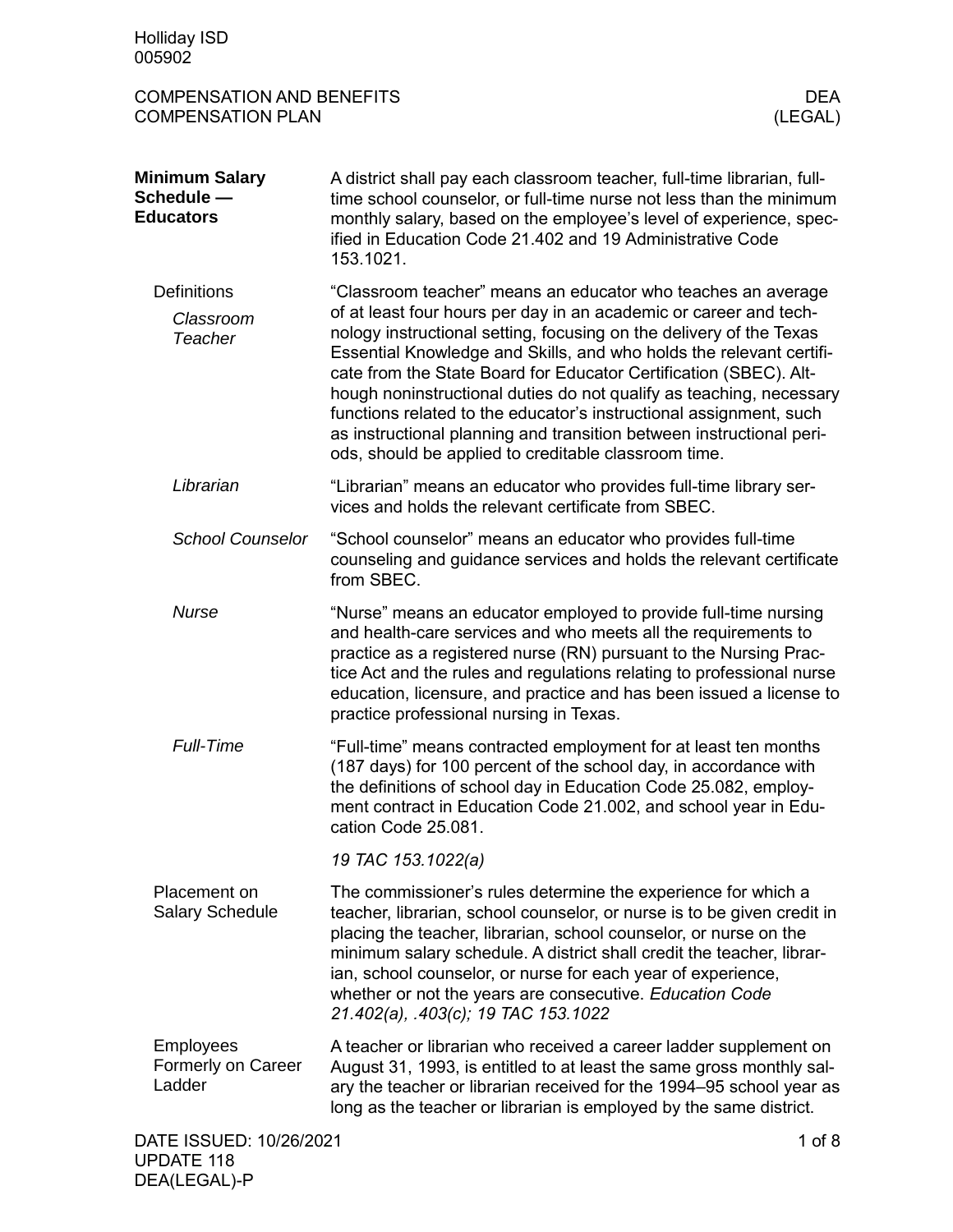Holliday ISD
005902

# COMPENSATION AND BENEFITS
## COMPENSATION PLAN

DEA
(LEGAL)

### Minimum Salary Schedule — Educators

A district shall pay each classroom teacher, full-time librarian, full-time school counselor, or full-time nurse not less than the minimum monthly salary, based on the employee's level of experience, specified in Education Code 21.402 and 19 Administrative Code 153.1021.

#### Definitions

##### *Classroom Teacher*

"Classroom teacher" means an educator who teaches an average of at least four hours per day in an academic or career and technology instructional setting, focusing on the delivery of the Texas Essential Knowledge and Skills, and who holds the relevant certificate from the State Board for Educator Certification (SBEC). Although noninstructional duties do not qualify as teaching, necessary functions related to the educator's instructional assignment, such as instructional planning and transition between instructional periods, should be applied to creditable classroom time.

##### *Librarian*

"Librarian" means an educator who provides full-time library services and holds the relevant certificate from SBEC.

##### *School Counselor*

"School counselor" means an educator who provides full-time counseling and guidance services and holds the relevant certificate from SBEC.

##### *Nurse*

"Nurse" means an educator employed to provide full-time nursing and health-care services and who meets all the requirements to practice as a registered nurse (RN) pursuant to the Nursing Practice Act and the rules and regulations relating to professional nurse education, licensure, and practice and has been issued a license to practice professional nursing in Texas.

##### *Full-Time*

"Full-time" means contracted employment for at least ten months (187 days) for 100 percent of the school day, in accordance with the definitions of school day in Education Code 25.082, employment contract in Education Code 21.002, and school year in Education Code 25.081.

*19 TAC 153.1022(a)*

#### Placement on Salary Schedule

The commissioner's rules determine the experience for which a teacher, librarian, school counselor, or nurse is to be given credit in placing the teacher, librarian, school counselor, or nurse on the minimum salary schedule. A district shall credit the teacher, librarian, school counselor, or nurse for each year of experience, whether or not the years are consecutive. *Education Code 21.402(a), .403(c); 19 TAC 153.1022*

#### Employees Formerly on Career Ladder

A teacher or librarian who received a career ladder supplement on August 31, 1993, is entitled to at least the same gross monthly salary the teacher or librarian received for the 1994–95 school year as long as the teacher or librarian is employed by the same district.

DATE ISSUED: 10/26/2021
UPDATE 118
DEA(LEGAL)-P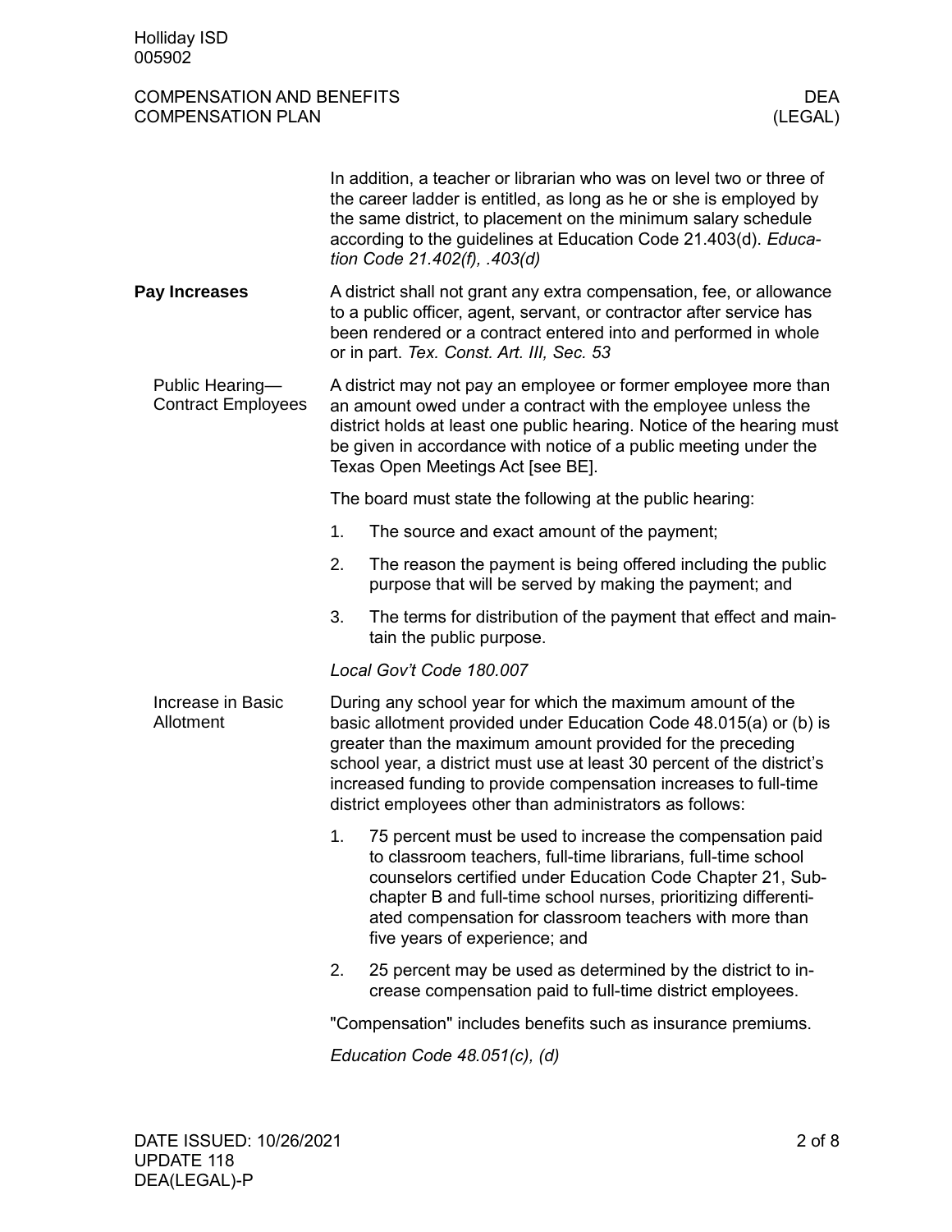In addition, a teacher or librarian who was on level two or three of the career ladder is entitled, as long as he or she is employed by the same district, to placement on the minimum salary schedule according to the guidelines at Education Code 21.403(d). *Education Code 21.402(f), .403(d)*

## Pay Increases

A district shall not grant any extra compensation, fee, or allowance to a public officer, agent, servant, or contractor after service has been rendered or a contract entered into and performed in whole or in part. *Tex. Const. Art. III, Sec. 53*

### Public Hearing—Contract Employees

A district may not pay an employee or former employee more than an amount owed under a contract with the employee unless the district holds at least one public hearing. Notice of the hearing must be given in accordance with notice of a public meeting under the Texas Open Meetings Act [see BE].

The board must state the following at the public hearing:

1. The source and exact amount of the payment;
2. The reason the payment is being offered including the public purpose that will be served by making the payment; and
3. The terms for distribution of the payment that effect and maintain the public purpose.

*Local Gov't Code 180.007*

### Increase in Basic Allotment

During any school year for which the maximum amount of the basic allotment provided under Education Code 48.015(a) or (b) is greater than the maximum amount provided for the preceding school year, a district must use at least 30 percent of the district's increased funding to provide compensation increases to full-time district employees other than administrators as follows:

1. 75 percent must be used to increase the compensation paid to classroom teachers, full-time librarians, full-time school counselors certified under Education Code Chapter 21, Subchapter B and full-time school nurses, prioritizing differentiated compensation for classroom teachers with more than five years of experience; and
2. 25 percent may be used as determined by the district to increase compensation paid to full-time district employees.

"Compensation" includes benefits such as insurance premiums.

*Education Code 48.051(c), (d)*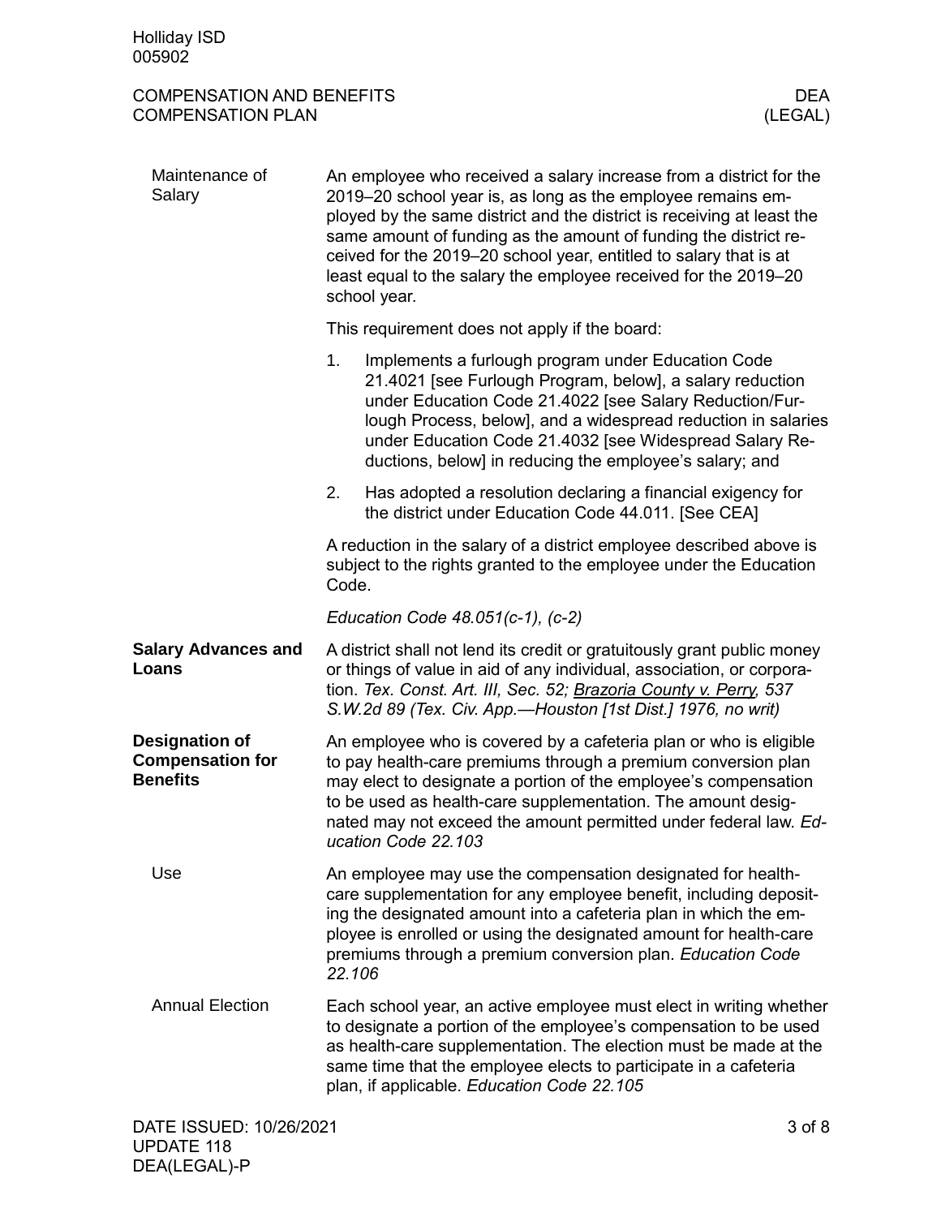### Maintenance of Salary

An employee who received a salary increase from a district for the 2019–20 school year is, as long as the employee remains employed by the same district and the district is receiving at least the same amount of funding as the amount of funding the district received for the 2019–20 school year, entitled to salary that is at least equal to the salary the employee received for the 2019–20 school year.

This requirement does not apply if the board:

1. Implements a furlough program under Education Code 21.4021 [see Furlough Program, below], a salary reduction under Education Code 21.4022 [see Salary Reduction/Furlough Process, below], and a widespread reduction in salaries under Education Code 21.4032 [see Widespread Salary Reductions, below] in reducing the employee's salary; and
2. Has adopted a resolution declaring a financial exigency for the district under Education Code 44.011. [See CEA]

A reduction in the salary of a district employee described above is subject to the rights granted to the employee under the Education Code.

*Education Code 48.051(c-1), (c-2)*

## Salary Advances and Loans

A district shall not lend its credit or gratuitously grant public money or things of value in aid of any individual, association, or corporation. *Tex. Const. Art. III, Sec. 52; Brazoria County v. Perry, 537 S.W.2d 89 (Tex. Civ. App.—Houston [1st Dist.] 1976, no writ)*

## Designation of Compensation for Benefits

An employee who is covered by a cafeteria plan or who is eligible to pay health-care premiums through a premium conversion plan may elect to designate a portion of the employee's compensation to be used as health-care supplementation. The amount designated may not exceed the amount permitted under federal law. *Education Code 22.103*

### Use

An employee may use the compensation designated for health-care supplementation for any employee benefit, including depositing the designated amount into a cafeteria plan in which the employee is enrolled or using the designated amount for health-care premiums through a premium conversion plan. *Education Code 22.106*

### Annual Election

Each school year, an active employee must elect in writing whether to designate a portion of the employee's compensation to be used as health-care supplementation. The election must be made at the same time that the employee elects to participate in a cafeteria plan, if applicable. *Education Code 22.105*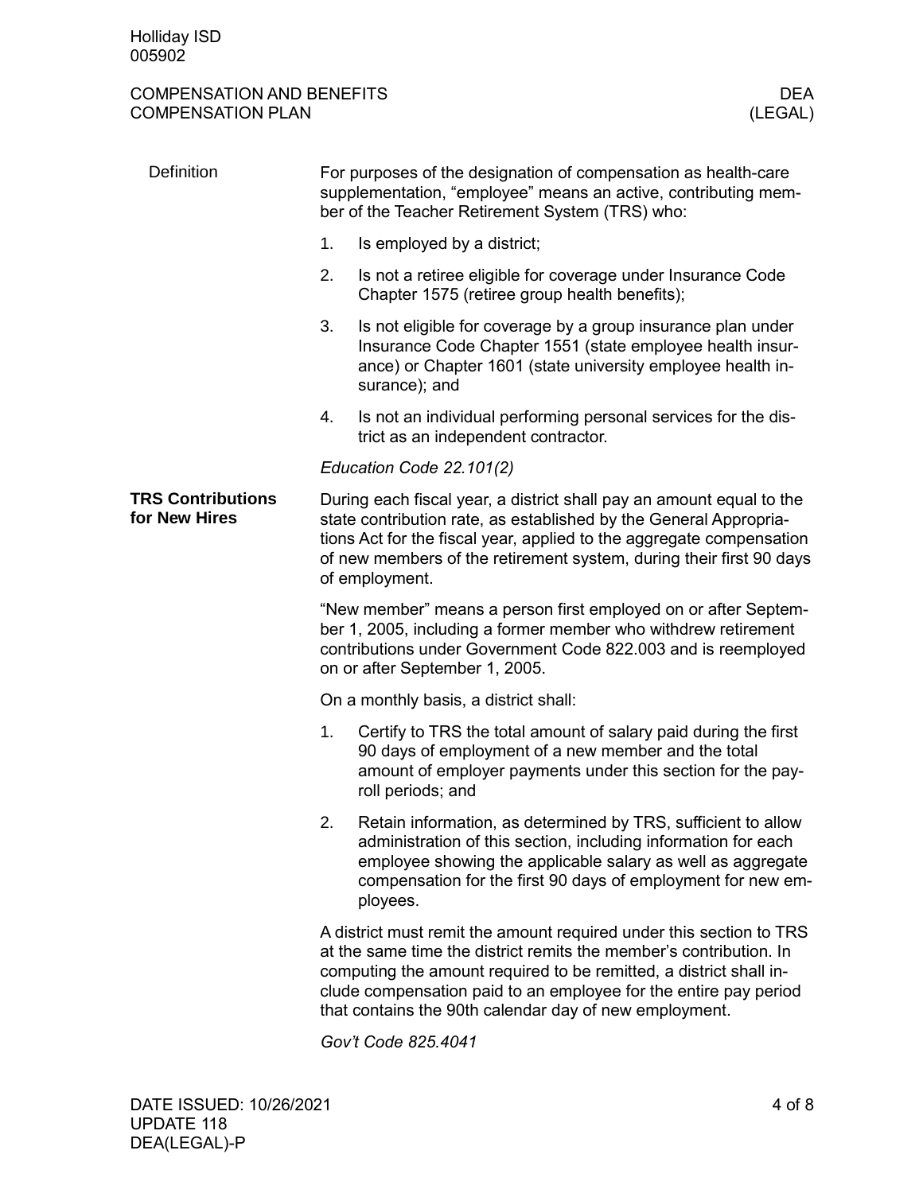### Definition

For purposes of the designation of compensation as health-care supplementation, "employee" means an active, contributing member of the Teacher Retirement System (TRS) who:

1. Is employed by a district;
2. Is not a retiree eligible for coverage under Insurance Code Chapter 1575 (retiree group health benefits);
3. Is not eligible for coverage by a group insurance plan under Insurance Code Chapter 1551 (state employee health insurance) or Chapter 1601 (state university employee health insurance); and
4. Is not an individual performing personal services for the district as an independent contractor.

*Education Code 22.101(2)*

### TRS Contributions for New Hires

During each fiscal year, a district shall pay an amount equal to the state contribution rate, as established by the General Appropriations Act for the fiscal year, applied to the aggregate compensation of new members of the retirement system, during their first 90 days of employment.

"New member" means a person first employed on or after September 1, 2005, including a former member who withdrew retirement contributions under Government Code 822.003 and is reemployed on or after September 1, 2005.

On a monthly basis, a district shall:

1. Certify to TRS the total amount of salary paid during the first 90 days of employment of a new member and the total amount of employer payments under this section for the payroll periods; and
2. Retain information, as determined by TRS, sufficient to allow administration of this section, including information for each employee showing the applicable salary as well as aggregate compensation for the first 90 days of employment for new employees.

A district must remit the amount required under this section to TRS at the same time the district remits the member's contribution. In computing the amount required to be remitted, a district shall include compensation paid to an employee for the entire pay period that contains the 90th calendar day of new employment.

*Gov't Code 825.4041*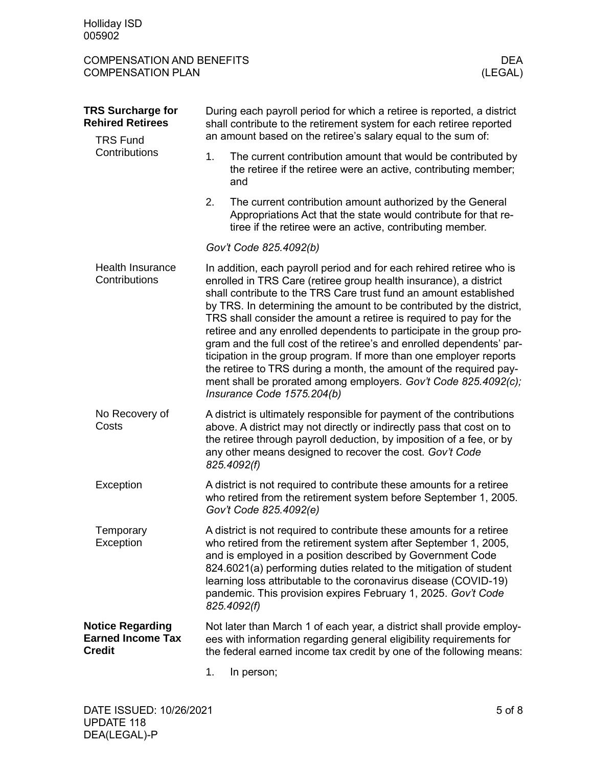## TRS Surcharge for Rehired Retirees

### TRS Fund Contributions

During each payroll period for which a retiree is reported, a district shall contribute to the retirement system for each retiree reported an amount based on the retiree's salary equal to the sum of:

1. The current contribution amount that would be contributed by the retiree if the retiree were an active, contributing member; and
2. The current contribution amount authorized by the General Appropriations Act that the state would contribute for that retiree if the retiree were an active, contributing member.

*Gov't Code 825.4092(b)*

### Health Insurance Contributions

In addition, each payroll period and for each rehired retiree who is enrolled in TRS Care (retiree group health insurance), a district shall contribute to the TRS Care trust fund an amount established by TRS. In determining the amount to be contributed by the district, TRS shall consider the amount a retiree is required to pay for the retiree and any enrolled dependents to participate in the group program and the full cost of the retiree's and enrolled dependents' participation in the group program. If more than one employer reports the retiree to TRS during a month, the amount of the required payment shall be prorated among employers. *Gov't Code 825.4092(c); Insurance Code 1575.204(b)*

### No Recovery of Costs

A district is ultimately responsible for payment of the contributions above. A district may not directly or indirectly pass that cost on to the retiree through payroll deduction, by imposition of a fee, or by any other means designed to recover the cost. *Gov't Code 825.4092(f)*

### Exception

A district is not required to contribute these amounts for a retiree who retired from the retirement system before September 1, 2005. *Gov't Code 825.4092(e)*

### Temporary Exception

A district is not required to contribute these amounts for a retiree who retired from the retirement system after September 1, 2005, and is employed in a position described by Government Code 824.6021(a) performing duties related to the mitigation of student learning loss attributable to the coronavirus disease (COVID-19) pandemic. This provision expires February 1, 2025. *Gov't Code 825.4092(f)*

## Notice Regarding Earned Income Tax Credit

Not later than March 1 of each year, a district shall provide employees with information regarding general eligibility requirements for the federal earned income tax credit by one of the following means:

1. In person;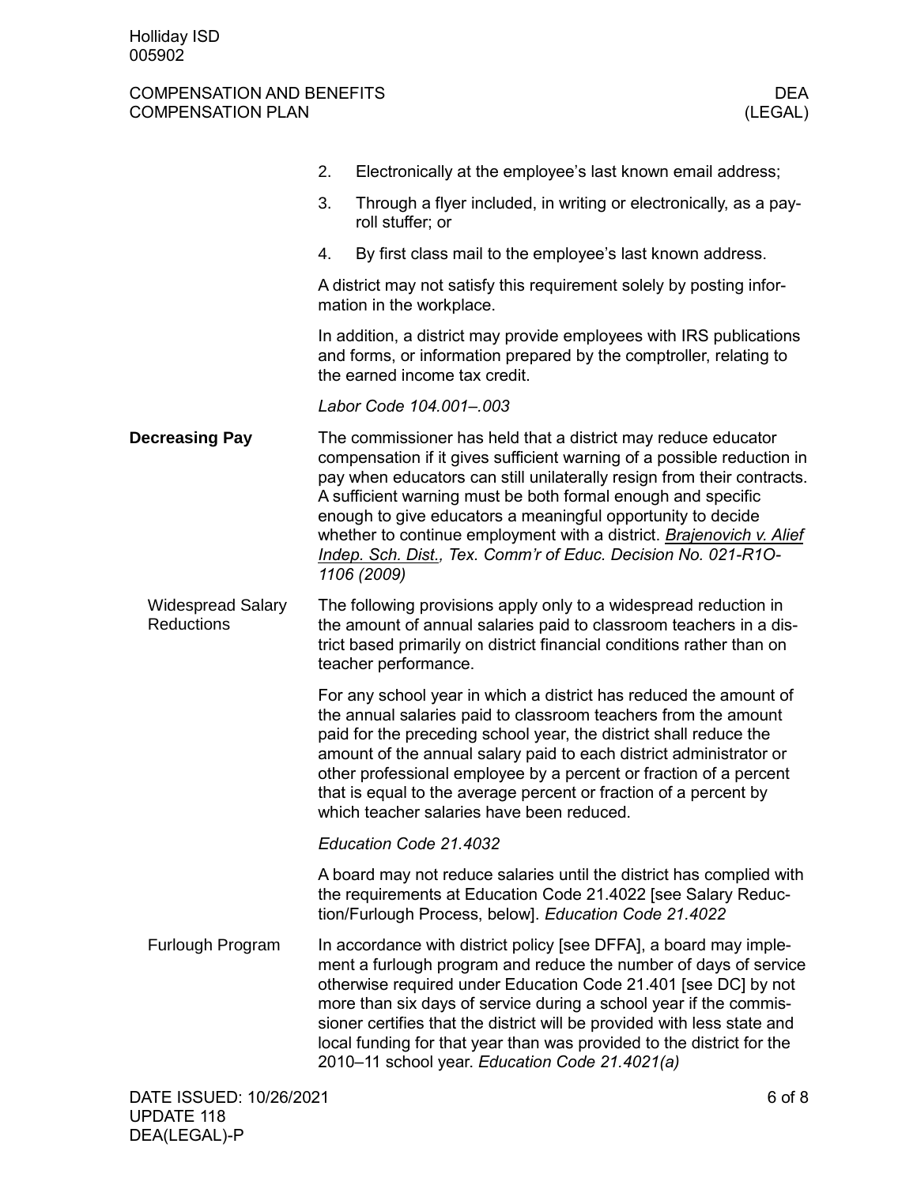2. Electronically at the employee's last known email address;
3. Through a flyer included, in writing or electronically, as a payroll stuffer; or
4. By first class mail to the employee's last known address.

A district may not satisfy this requirement solely by posting information in the workplace.

In addition, a district may provide employees with IRS publications and forms, or information prepared by the comptroller, relating to the earned income tax credit.

*Labor Code 104.001–.003*

## Decreasing Pay

The commissioner has held that a district may reduce educator compensation if it gives sufficient warning of a possible reduction in pay when educators can still unilaterally resign from their contracts. A sufficient warning must be both formal enough and specific enough to give educators a meaningful opportunity to decide whether to continue employment with a district. *Brajenovich v. Alief Indep. Sch. Dist., Tex. Comm'r of Educ. Decision No. 021-R1O-1106 (2009)*

### Widespread Salary Reductions

The following provisions apply only to a widespread reduction in the amount of annual salaries paid to classroom teachers in a district based primarily on district financial conditions rather than on teacher performance.

For any school year in which a district has reduced the amount of the annual salaries paid to classroom teachers from the amount paid for the preceding school year, the district shall reduce the amount of the annual salary paid to each district administrator or other professional employee by a percent or fraction of a percent that is equal to the average percent or fraction of a percent by which teacher salaries have been reduced.

*Education Code 21.4032*

A board may not reduce salaries until the district has complied with the requirements at Education Code 21.4022 [see Salary Reduction/Furlough Process, below]. *Education Code 21.4022*

### Furlough Program

In accordance with district policy [see DFFA], a board may implement a furlough program and reduce the number of days of service otherwise required under Education Code 21.401 [see DC] by not more than six days of service during a school year if the commissioner certifies that the district will be provided with less state and local funding for that year than was provided to the district for the 2010–11 school year. *Education Code 21.4021(a)*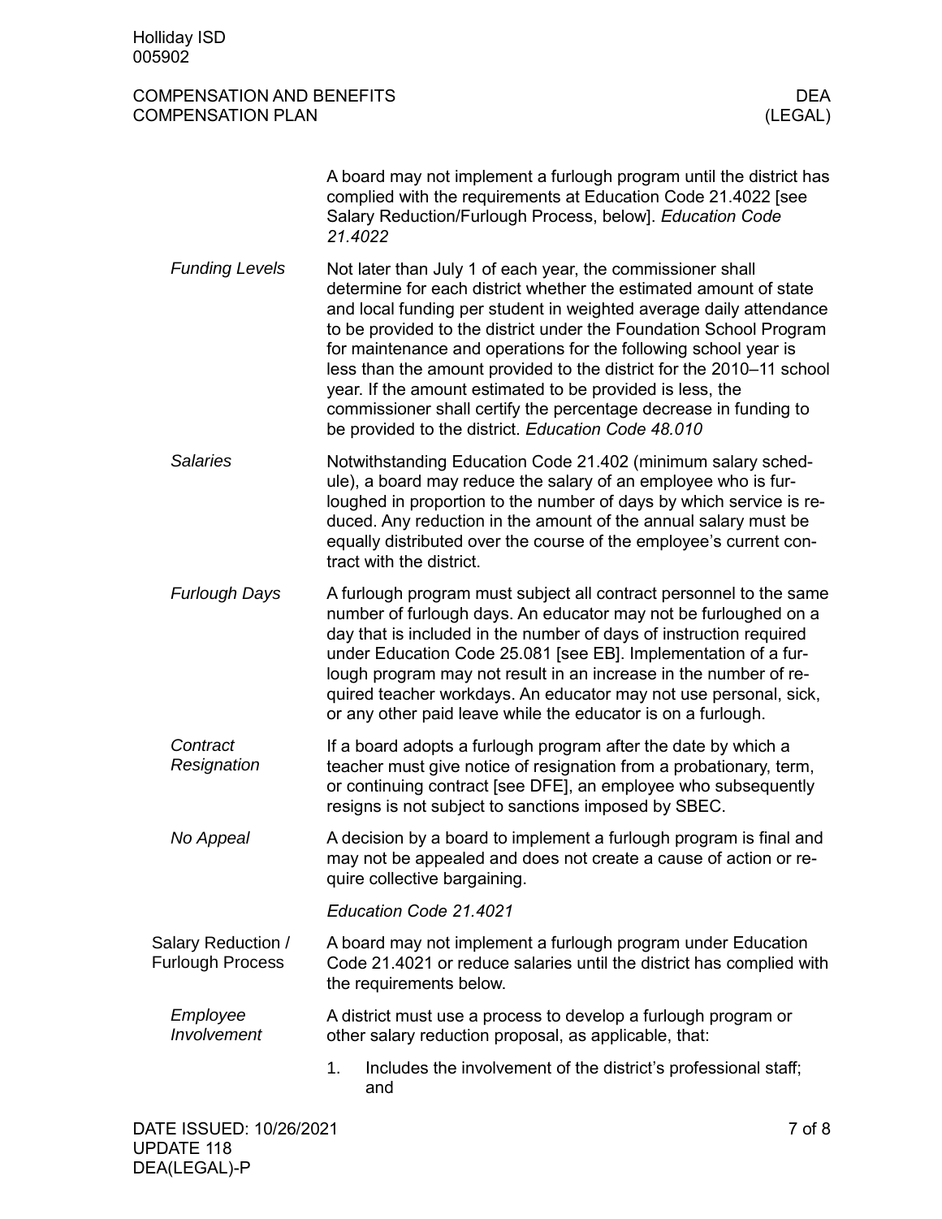A board may not implement a furlough program until the district has complied with the requirements at Education Code 21.4022 [see Salary Reduction/Furlough Process, below]. *Education Code 21.4022*

*Funding Levels*

Not later than July 1 of each year, the commissioner shall determine for each district whether the estimated amount of state and local funding per student in weighted average daily attendance to be provided to the district under the Foundation School Program for maintenance and operations for the following school year is less than the amount provided to the district for the 2010–11 school year. If the amount estimated to be provided is less, the commissioner shall certify the percentage decrease in funding to be provided to the district. *Education Code 48.010*

*Salaries*

Notwithstanding Education Code 21.402 (minimum salary schedule), a board may reduce the salary of an employee who is furloughed in proportion to the number of days by which service is reduced. Any reduction in the amount of the annual salary must be equally distributed over the course of the employee's current contract with the district.

*Furlough Days*

A furlough program must subject all contract personnel to the same number of furlough days. An educator may not be furloughed on a day that is included in the number of days of instruction required under Education Code 25.081 [see EB]. Implementation of a furlough program may not result in an increase in the number of required teacher workdays. An educator may not use personal, sick, or any other paid leave while the educator is on a furlough.

*Contract Resignation*

If a board adopts a furlough program after the date by which a teacher must give notice of resignation from a probationary, term, or continuing contract [see DFE], an employee who subsequently resigns is not subject to sanctions imposed by SBEC.

*No Appeal*

A decision by a board to implement a furlough program is final and may not be appealed and does not create a cause of action or require collective bargaining.

*Education Code 21.4021*

## Salary Reduction / Furlough Process

A board may not implement a furlough program under Education Code 21.4021 or reduce salaries until the district has complied with the requirements below.

*Employee Involvement*

A district must use a process to develop a furlough program or other salary reduction proposal, as applicable, that:

1. Includes the involvement of the district's professional staff; and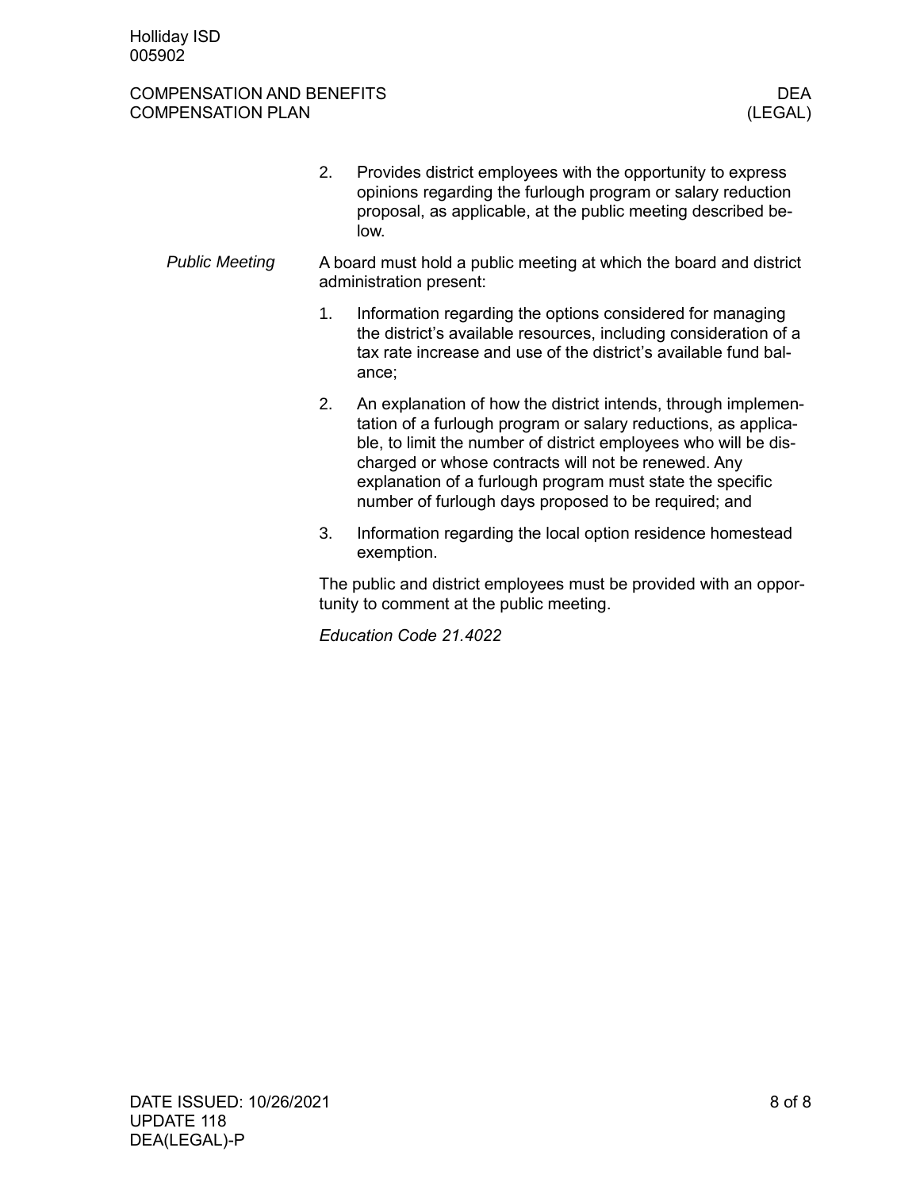2. Provides district employees with the opportunity to express opinions regarding the furlough program or salary reduction proposal, as applicable, at the public meeting described below.

*Public Meeting*

A board must hold a public meeting at which the board and district administration present:

1. Information regarding the options considered for managing the district's available resources, including consideration of a tax rate increase and use of the district's available fund balance;
2. An explanation of how the district intends, through implementation of a furlough program or salary reductions, as applicable, to limit the number of district employees who will be discharged or whose contracts will not be renewed. Any explanation of a furlough program must state the specific number of furlough days proposed to be required; and
3. Information regarding the local option residence homestead exemption.

The public and district employees must be provided with an opportunity to comment at the public meeting.

*Education Code 21.4022*